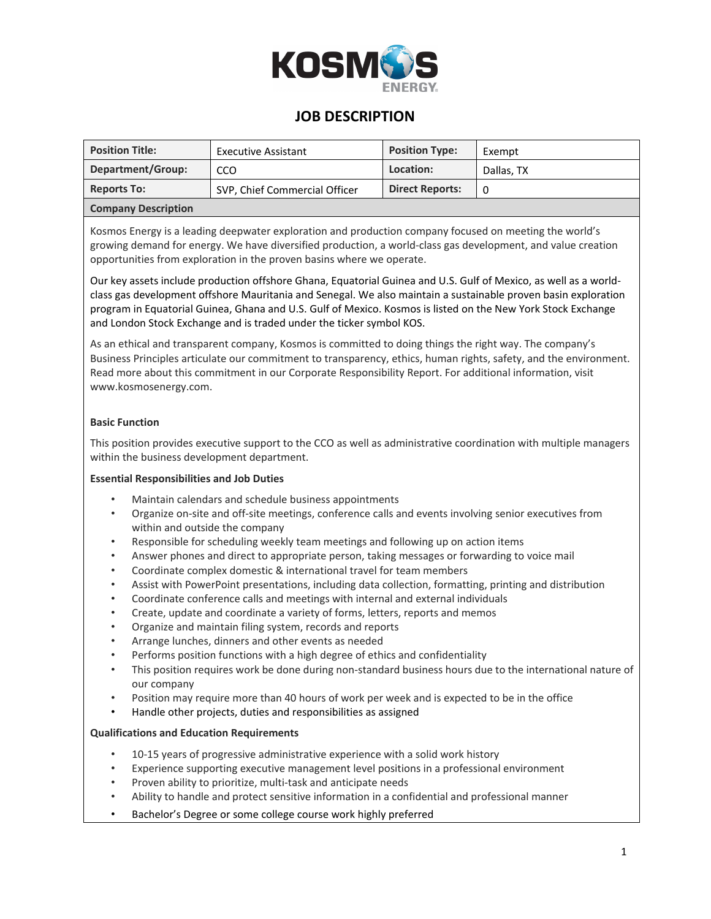# JOB DESCRIPTION

| Position Title: | Executive Assistant | Position Type: | Exempt |
|---|---|---|---|
| Department/Group: | CCO | Location: | Dallas, TX |
| Reports To: | SVP, Chief Commercial Officer | Direct Reports: | 0 |

**Company Description**

Kosmos Energy is a leading deepwater exploration and production company focused on meeting the world's growing demand for energy. We have diversified production, a world-class gas development, and value creation opportunities from exploration in the proven basins where we operate.

Our key assets include production offshore Ghana, Equatorial Guinea and U.S. Gulf of Mexico, as well as a world-class gas development offshore Mauritania and Senegal. We also maintain a sustainable proven basin exploration program in Equatorial Guinea, Ghana and U.S. Gulf of Mexico. Kosmos is listed on the New York Stock Exchange and London Stock Exchange and is traded under the ticker symbol KOS.

As an ethical and transparent company, Kosmos is committed to doing things the right way. The company's Business Principles articulate our commitment to transparency, ethics, human rights, safety, and the environment. Read more about this commitment in our Corporate Responsibility Report. For additional information, visit www.kosmosenergy.com.

**Basic Function**

This position provides executive support to the CCO as well as administrative coordination with multiple managers within the business development department.

**Essential Responsibilities and Job Duties**

- Maintain calendars and schedule business appointments
- Organize on-site and off-site meetings, conference calls and events involving senior executives from within and outside the company
- Responsible for scheduling weekly team meetings and following up on action items
- Answer phones and direct to appropriate person, taking messages or forwarding to voice mail
- Coordinate complex domestic & international travel for team members
- Assist with PowerPoint presentations, including data collection, formatting, printing and distribution
- Coordinate conference calls and meetings with internal and external individuals
- Create, update and coordinate a variety of forms, letters, reports and memos
- Organize and maintain filing system, records and reports
- Arrange lunches, dinners and other events as needed
- Performs position functions with a high degree of ethics and confidentiality
- This position requires work be done during non-standard business hours due to the international nature of our company
- Position may require more than 40 hours of work per week and is expected to be in the office
- Handle other projects, duties and responsibilities as assigned

**Qualifications and Education Requirements**

- 10-15 years of progressive administrative experience with a solid work history
- Experience supporting executive management level positions in a professional environment
- Proven ability to prioritize, multi-task and anticipate needs
- Ability to handle and protect sensitive information in a confidential and professional manner
- Bachelor's Degree or some college course work highly preferred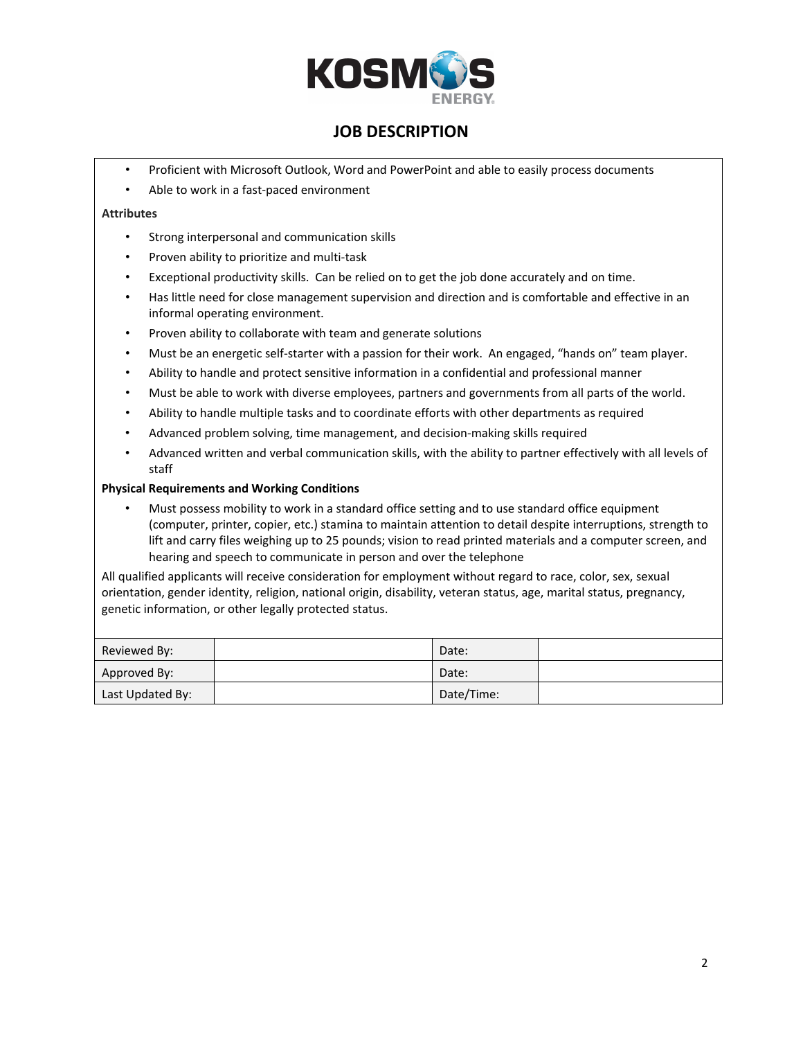# JOB DESCRIPTION

- Proficient with Microsoft Outlook, Word and PowerPoint and able to easily process documents
- Able to work in a fast-paced environment

**Attributes**

- Strong interpersonal and communication skills
- Proven ability to prioritize and multi-task
- Exceptional productivity skills. Can be relied on to get the job done accurately and on time.
- Has little need for close management supervision and direction and is comfortable and effective in an informal operating environment.
- Proven ability to collaborate with team and generate solutions
- Must be an energetic self-starter with a passion for their work. An engaged, "hands on" team player.
- Ability to handle and protect sensitive information in a confidential and professional manner
- Must be able to work with diverse employees, partners and governments from all parts of the world.
- Ability to handle multiple tasks and to coordinate efforts with other departments as required
- Advanced problem solving, time management, and decision-making skills required
- Advanced written and verbal communication skills, with the ability to partner effectively with all levels of staff

**Physical Requirements and Working Conditions**

- Must possess mobility to work in a standard office setting and to use standard office equipment (computer, printer, copier, etc.) stamina to maintain attention to detail despite interruptions, strength to lift and carry files weighing up to 25 pounds; vision to read printed materials and a computer screen, and hearing and speech to communicate in person and over the telephone

All qualified applicants will receive consideration for employment without regard to race, color, sex, sexual orientation, gender identity, religion, national origin, disability, veteran status, age, marital status, pregnancy, genetic information, or other legally protected status.

| | | | |
|---|---|---|---|
| Reviewed By: | | Date: | |
| Approved By: | | Date: | |
| Last Updated By: | | Date/Time: | |